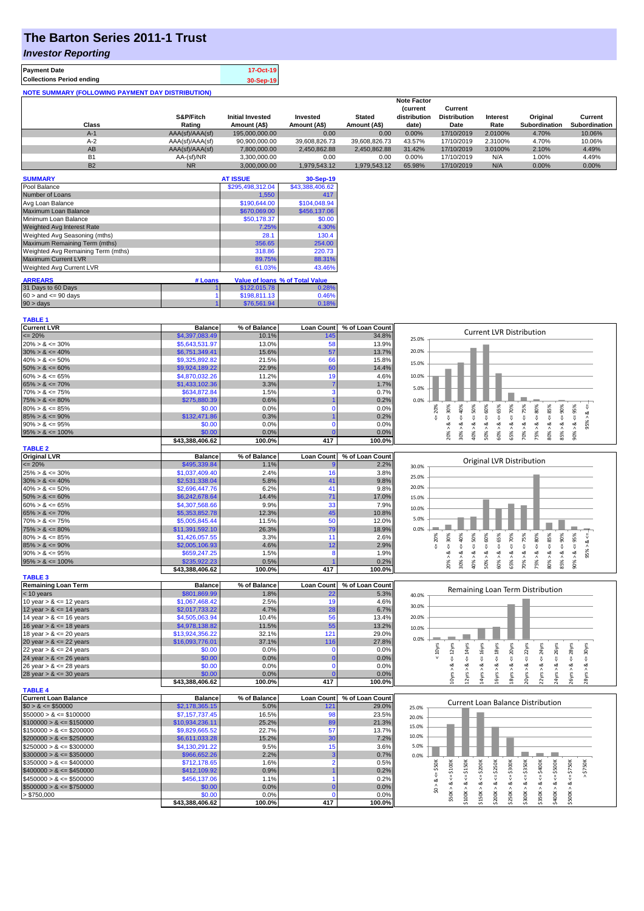# The Barton Series 2011-1 Trust

## *Investor Reporting*

| **Payment Date** | 17-Oct-19 |
|---|---|
| **Collections Period ending** | 30-Sep-19 |

**NOTE SUMMARY (FOLLOWING PAYMENT DAY DISTRIBUTION)**

| Class | S&P/Fitch Rating | Initial Invested Amount (A$) | Invested Amount (A$) | Stated Amount (A$) | Note Factor (current distribution date) | Current Distribution Date | Interest Rate | Original Subordination | Current Subordination |
|---|---|---|---|---|---|---|---|---|---|
| A-1 | AAA(sf)/AAA(sf) | 195,000,000.00 | 0.00 | 0.00 | 0.00% | 17/10/2019 | 2.0100% | 4.70% | 10.06% |
| A-2 | AAA(sf)/AAA(sf) | 90,900,000.00 | 39,608,826.73 | 39,608,826.73 | 43.57% | 17/10/2019 | 2.3100% | 4.70% | 10.06% |
| AB | AAA(sf)/AAA(sf) | 7,800,000.00 | 2,450,862.88 | 2,450,862.88 | 31.42% | 17/10/2019 | 3.0100% | 2.10% | 4.49% |
| B1 | AA-(sf)/NR | 3,300,000.00 | 0.00 | 0.00 | 0.00% | 17/10/2019 | N/A | 1.00% | 4.49% |
| B2 | NR | 3,000,000.00 | 1,979,543.12 | 1,979,543.12 | 65.98% | 17/10/2019 | N/A | 0.00% | 0.00% |

| **SUMMARY** | **AT ISSUE** | **30-Sep-19** |
|---|---|---|
| Pool Balance | $295,498,312.04 | $43,388,406.62 |
| Number of Loans | 1,550 | 417 |
| Avg Loan Balance | $190,644.00 | $104,048.94 |
| Maximum Loan Balance | $670,069.00 | $456,137.06 |
| Minimum Loan Balance | $50,178.37 | $0.00 |
| Weighted Avg Interest Rate | 7.25% | 4.30% |
| Weighted Avg Seasoning (mths) | 28.1 | 130.4 |
| Maximum Remaining Term (mths) | 356.65 | 254.00 |
| Weighted Avg Remaining Term (mths) | 318.86 | 220.73 |
| Maximum Current LVR | 89.75% | 88.31% |
| Weighted Avg Current LVR | 61.03% | 43.46% |

| **ARREARS** | **# Loans** | **Value of loans** | **% of Total Value** |
|---|---|---|---|
| 31 Days to 60 Days | 1 | $122,015.78 | 0.28% |
| 60 > and <= 90 days | 1 | $198,811.13 | 0.46% |
| 90 > days | 1 | $76,561.94 | 0.18% |

**TABLE 1**

| Current LVR | Balance | % of Balance | Loan Count | % of Loan Count |
|---|---|---|---|---|
| <= 20% | $4,397,083.49 | 10.1% | 145 | 34.8% |
| 20% > & <= 30% | $5,643,531.97 | 13.0% | 58 | 13.9% |
| 30% > & <= 40% | $6,751,349.41 | 15.6% | 57 | 13.7% |
| 40% > & <= 50% | $9,325,892.82 | 21.5% | 66 | 15.8% |
| 50% > & <= 60% | $9,924,189.22 | 22.9% | 60 | 14.4% |
| 60% > & <= 65% | $4,870,032.26 | 11.2% | 19 | 4.6% |
| 65% > & <= 70% | $1,433,102.36 | 3.3% | 7 | 1.7% |
| 70% > & <= 75% | $634,872.84 | 1.5% | 3 | 0.7% |
| 75% > & <= 80% | $275,880.39 | 0.6% | 1 | 0.2% |
| 80% > & <= 85% | $0.00 | 0.0% | 0 | 0.0% |
| 85% > & <= 90% | $132,471.86 | 0.3% | 1 | 0.2% |
| 90% > & <= 95% | $0.00 | 0.0% | 0 | 0.0% |
| 95% > & <= 100% | $0.00 | 0.0% | 0 | 0.0% |
| | $43,388,406.62 | 100.0% | 417 | 100.0% |

**TABLE 2**

| Original LVR | Balance | % of Balance | Loan Count | % of Loan Count |
|---|---|---|---|---|
| <= 20% | $495,339.84 | 1.1% | 9 | 2.2% |
| 25% > & <= 30% | $1,037,409.40 | 2.4% | 16 | 3.8% |
| 30% > & <= 40% | $2,531,338.04 | 5.8% | 41 | 9.8% |
| 40% > & <= 50% | $2,696,447.76 | 6.2% | 41 | 9.8% |
| 50% > & <= 60% | $6,242,678.64 | 14.4% | 71 | 17.0% |
| 60% > & <= 65% | $4,307,568.66 | 9.9% | 33 | 7.9% |
| 65% > & <= 70% | $5,353,852.78 | 12.3% | 45 | 10.8% |
| 70% > & <= 75% | $5,005,845.44 | 11.5% | 50 | 12.0% |
| 75% > & <= 80% | $11,391,592.10 | 26.3% | 79 | 18.9% |
| 80% > & <= 85% | $1,426,057.55 | 3.3% | 11 | 2.6% |
| 85% > & <= 90% | $2,005,106.93 | 4.6% | 12 | 2.9% |
| 90% > & <= 95% | $659,247.25 | 1.5% | 8 | 1.9% |
| 95% > & <= 100% | $235,922.23 | 0.5% | 1 | 0.2% |
| | $43,388,406.62 | 100.0% | 417 | 100.0% |

**TABLE 3**

| Remaining Loan Term | Balance | % of Balance | Loan Count | % of Loan Count |
|---|---|---|---|---|
| < 10 years | $801,869.99 | 1.8% | 22 | 5.3% |
| 10 year > & <= 12 years | $1,067,468.42 | 2.5% | 19 | 4.6% |
| 12 year > & <= 14 years | $2,017,733.22 | 4.7% | 28 | 6.7% |
| 14 year > & <= 16 years | $4,505,063.94 | 10.4% | 56 | 13.4% |
| 16 year > & <= 18 years | $4,978,138.82 | 11.5% | 55 | 13.2% |
| 18 year > & <= 20 years | $13,924,356.22 | 32.1% | 121 | 29.0% |
| 20 year > & <= 22 years | $16,093,776.01 | 37.1% | 116 | 27.8% |
| 22 year > & <= 24 years | $0.00 | 0.0% | 0 | 0.0% |
| 24 year > & <= 26 years | $0.00 | 0.0% | 0 | 0.0% |
| 26 year > & <= 28 years | $0.00 | 0.0% | 0 | 0.0% |
| 28 year > & <= 30 years | $0.00 | 0.0% | 0 | 0.0% |
| | $43,388,406.62 | 100.0% | 417 | 100.0% |

**TABLE 4**

| Current Loan Balance | Balance | % of Balance | Loan Count | % of Loan Count |
|---|---|---|---|---|
| $0 > & <= $50000 | $2,178,365.15 | 5.0% | 121 | 29.0% |
| $50000 > & <= $100000 | $7,157,737.45 | 16.5% | 98 | 23.5% |
| $100000 > & <= $150000 | $10,934,236.11 | 25.2% | 89 | 21.3% |
| $150000 > & <= $200000 | $9,829,665.52 | 22.7% | 57 | 13.7% |
| $200000 > & <= $250000 | $6,611,033.28 | 15.2% | 30 | 7.2% |
| $250000 > & <= $300000 | $4,130,291.22 | 9.5% | 15 | 3.6% |
| $300000 > & <= $350000 | $966,652.26 | 2.2% | 3 | 0.7% |
| $350000 > & <= $400000 | $712,178.65 | 1.6% | 2 | 0.5% |
| $400000 > & <= $450000 | $412,109.92 | 0.9% | 1 | 0.2% |
| $450000 > & <= $500000 | $456,137.06 | 1.1% | 1 | 0.2% |
| $500000 > & <= $750000 | $0.00 | 0.0% | 0 | 0.0% |
| > $750,000 | $0.00 | 0.0% | 0 | 0.0% |
| | $43,388,406.62 | 100.0% | 417 | 100.0% |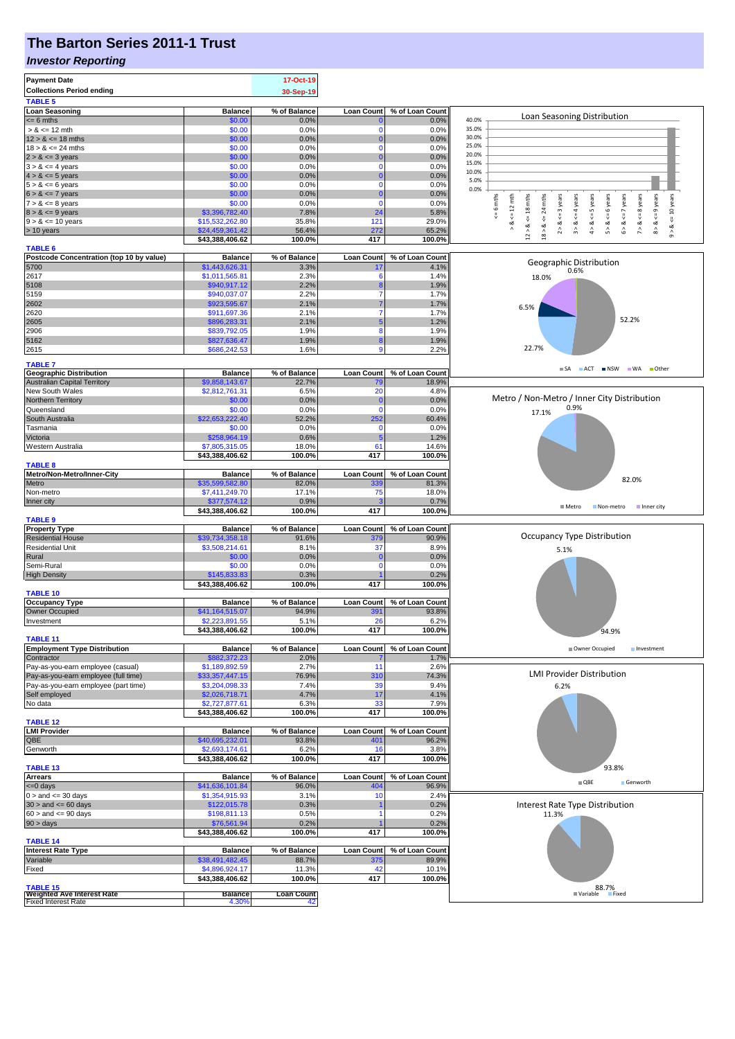# The Barton Series 2011-1 Trust

## *Investor Reporting*

| | |
|---|---|
| **Payment Date** | 17-Oct-19 |
| **Collections Period ending** | 30-Sep-19 |

**TABLE 5**

| Loan Seasoning | Balance | % of Balance | Loan Count | % of Loan Count |
|---|---|---|---|---|
| <= 6 mths | $0.00 | 0.0% | 0 | 0.0% |
| > & <= 12 mth | $0.00 | 0.0% | 0 | 0.0% |
| 12 > & <= 18 mths | $0.00 | 0.0% | 0 | 0.0% |
| 18 > & <= 24 mths | $0.00 | 0.0% | 0 | 0.0% |
| 2 > & <= 3 years | $0.00 | 0.0% | 0 | 0.0% |
| 3 > & <= 4 years | $0.00 | 0.0% | 0 | 0.0% |
| 4 > & <= 5 years | $0.00 | 0.0% | 0 | 0.0% |
| 5 > & <= 6 years | $0.00 | 0.0% | 0 | 0.0% |
| 6 > & <= 7 years | $0.00 | 0.0% | 0 | 0.0% |
| 7 > & <= 8 years | $0.00 | 0.0% | 0 | 0.0% |
| 8 > & <= 9 years | $3,396,782.40 | 7.8% | 24 | 5.8% |
| 9 > & <= 10 years | $15,532,262.80 | 35.8% | 121 | 29.0% |
| > 10 years | $24,459,361.42 | 56.4% | 272 | 65.2% |
| | **$43,388,406.62** | **100.0%** | **417** | **100.0%** |

**TABLE 6**

| Postcode Concentration (top 10 by value) | Balance | % of Balance | Loan Count | % of Loan Count |
|---|---|---|---|---|
| 5700 | $1,443,626.31 | 3.3% | 17 | 4.1% |
| 2617 | $1,011,565.81 | 2.3% | 6 | 1.4% |
| 5108 | $940,917.12 | 2.2% | 8 | 1.9% |
| 5159 | $940,037.07 | 2.2% | 7 | 1.7% |
| 2602 | $923,595.67 | 2.1% | 7 | 1.7% |
| 2620 | $911,697.36 | 2.1% | 7 | 1.7% |
| 2605 | $896,283.31 | 2.1% | 5 | 1.2% |
| 2906 | $839,792.05 | 1.9% | 8 | 1.9% |
| 5162 | $827,636.47 | 1.9% | 8 | 1.9% |
| 2615 | $686,242.53 | 1.6% | 9 | 2.2% |

**TABLE 7**

| Geographic Distribution | Balance | % of Balance | Loan Count | % of Loan Count |
|---|---|---|---|---|
| Australian Capital Territory | $9,858,143.67 | 22.7% | 79 | 18.9% |
| New South Wales | $2,812,761.31 | 6.5% | 20 | 4.8% |
| Northern Territory | $0.00 | 0.0% | 0 | 0.0% |
| Queensland | $0.00 | 0.0% | 0 | 0.0% |
| South Australia | $22,653,222.40 | 52.2% | 252 | 60.4% |
| Tasmania | $0.00 | 0.0% | 0 | 0.0% |
| Victoria | $258,964.19 | 0.6% | 5 | 1.2% |
| Western Australia | $7,805,315.05 | 18.0% | 61 | 14.6% |
| | **$43,388,406.62** | **100.0%** | **417** | **100.0%** |

**TABLE 8**

| Metro/Non-Metro/Inner-City | Balance | % of Balance | Loan Count | % of Loan Count |
|---|---|---|---|---|
| Metro | $35,599,582.80 | 82.0% | 339 | 81.3% |
| Non-metro | $7,411,249.70 | 17.1% | 75 | 18.0% |
| Inner city | $377,574.12 | 0.9% | 3 | 0.7% |
| | **$43,388,406.62** | **100.0%** | **417** | **100.0%** |

**TABLE 9**

| Property Type | Balance | % of Balance | Loan Count | % of Loan Count |
|---|---|---|---|---|
| Residential House | $39,734,358.18 | 91.6% | 379 | 90.9% |
| Residential Unit | $3,508,214.61 | 8.1% | 37 | 8.9% |
| Rural | $0.00 | 0.0% | 0 | 0.0% |
| Semi-Rural | $0.00 | 0.0% | 0 | 0.0% |
| High Density | $145,833.83 | 0.3% | 1 | 0.2% |
| | **$43,388,406.62** | **100.0%** | **417** | **100.0%** |

**TABLE 10**

| Occupancy Type | Balance | % of Balance | Loan Count | % of Loan Count |
|---|---|---|---|---|
| Owner Occupied | $41,164,515.07 | 94.9% | 391 | 93.8% |
| Investment | $2,223,891.55 | 5.1% | 26 | 6.2% |
| | **$43,388,406.62** | **100.0%** | **417** | **100.0%** |

**TABLE 11**

| Employment Type Distribution | Balance | % of Balance | Loan Count | % of Loan Count |
|---|---|---|---|---|
| Contractor | $882,372.23 | 2.0% | 7 | 1.7% |
| Pay-as-you-earn employee (casual) | $1,189,892.59 | 2.7% | 11 | 2.6% |
| Pay-as-you-earn employee (full time) | $33,357,447.15 | 76.9% | 310 | 74.3% |
| Pay-as-you-earn employee (part time) | $3,204,098.33 | 7.4% | 39 | 9.4% |
| Self employed | $2,026,718.71 | 4.7% | 17 | 4.1% |
| No data | $2,727,877.61 | 6.3% | 33 | 7.9% |
| | **$43,388,406.62** | **100.0%** | **417** | **100.0%** |

**TABLE 12**

| LMI Provider | Balance | % of Balance | Loan Count | % of Loan Count |
|---|---|---|---|---|
| QBE | $40,695,232.01 | 93.8% | 401 | 96.2% |
| Genworth | $2,693,174.61 | 6.2% | 16 | 3.8% |
| | **$43,388,406.62** | **100.0%** | **417** | **100.0%** |

**TABLE 13**

| Arrears | Balance | % of Balance | Loan Count | % of Loan Count |
|---|---|---|---|---|
| <=0 days | $41,636,101.84 | 96.0% | 404 | 96.9% |
| 0 > and <= 30 days | $1,354,915.93 | 3.1% | 10 | 2.4% |
| 30 > and <= 60 days | $122,015.78 | 0.3% | 1 | 0.2% |
| 60 > and <= 90 days | $198,811.13 | 0.5% | 1 | 0.2% |
| 90 > days | $76,561.94 | 0.2% | 1 | 0.2% |
| | **$43,388,406.62** | **100.0%** | **417** | **100.0%** |

**TABLE 14**

| Interest Rate Type | Balance | % of Balance | Loan Count | % of Loan Count |
|---|---|---|---|---|
| Variable | $38,491,482.45 | 88.7% | 375 | 89.9% |
| Fixed | $4,896,924.17 | 11.3% | 42 | 10.1% |
| | **$43,388,406.62** | **100.0%** | **417** | **100.0%** |

**TABLE 15**

| Weighted Ave Interest Rate | Balance | Loan Count |
|---|---|---|
| Fixed Interest Rate | 4.30% | 42 |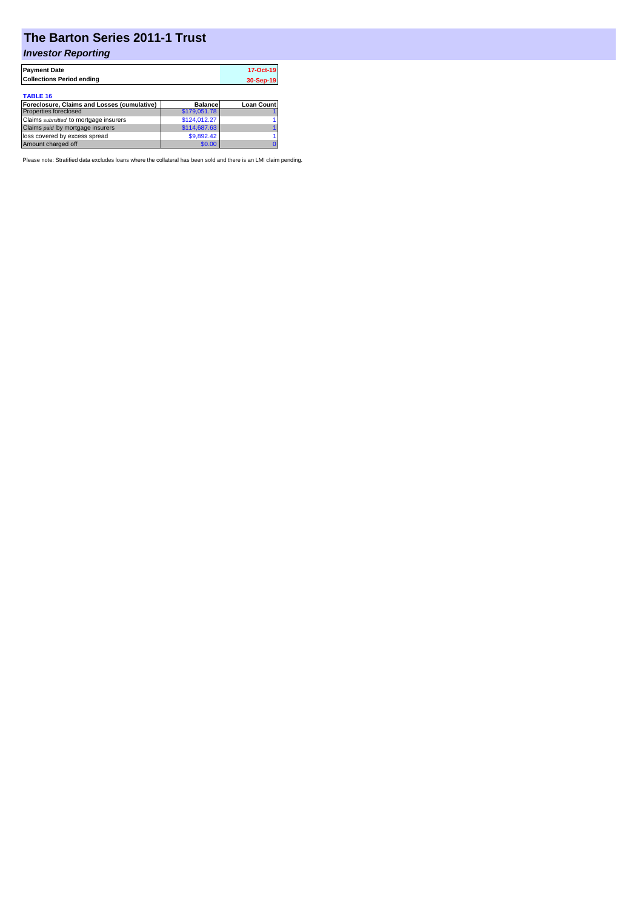# The Barton Series 2011-1 Trust

## *Investor Reporting*

| | |
|---|---|
| **Payment Date** | 17-Oct-19 |
| **Collections Period ending** | 30-Sep-19 |

**TABLE 16**

| Foreclosure, Claims and Losses (cumulative) | Balance | Loan Count |
|---|---|---|
| Properties foreclosed | $179,051.78 | 1 |
| Claims *submitted* to mortgage insurers | $124,012.27 | 1 |
| Claims *paid* by mortgage insurers | $114,687.63 | 1 |
| loss covered by excess spread | $9,892.42 | 1 |
| Amount charged off | $0.00 | 0 |

Please note: Stratified data excludes loans where the collateral has been sold and there is an LMI claim pending.